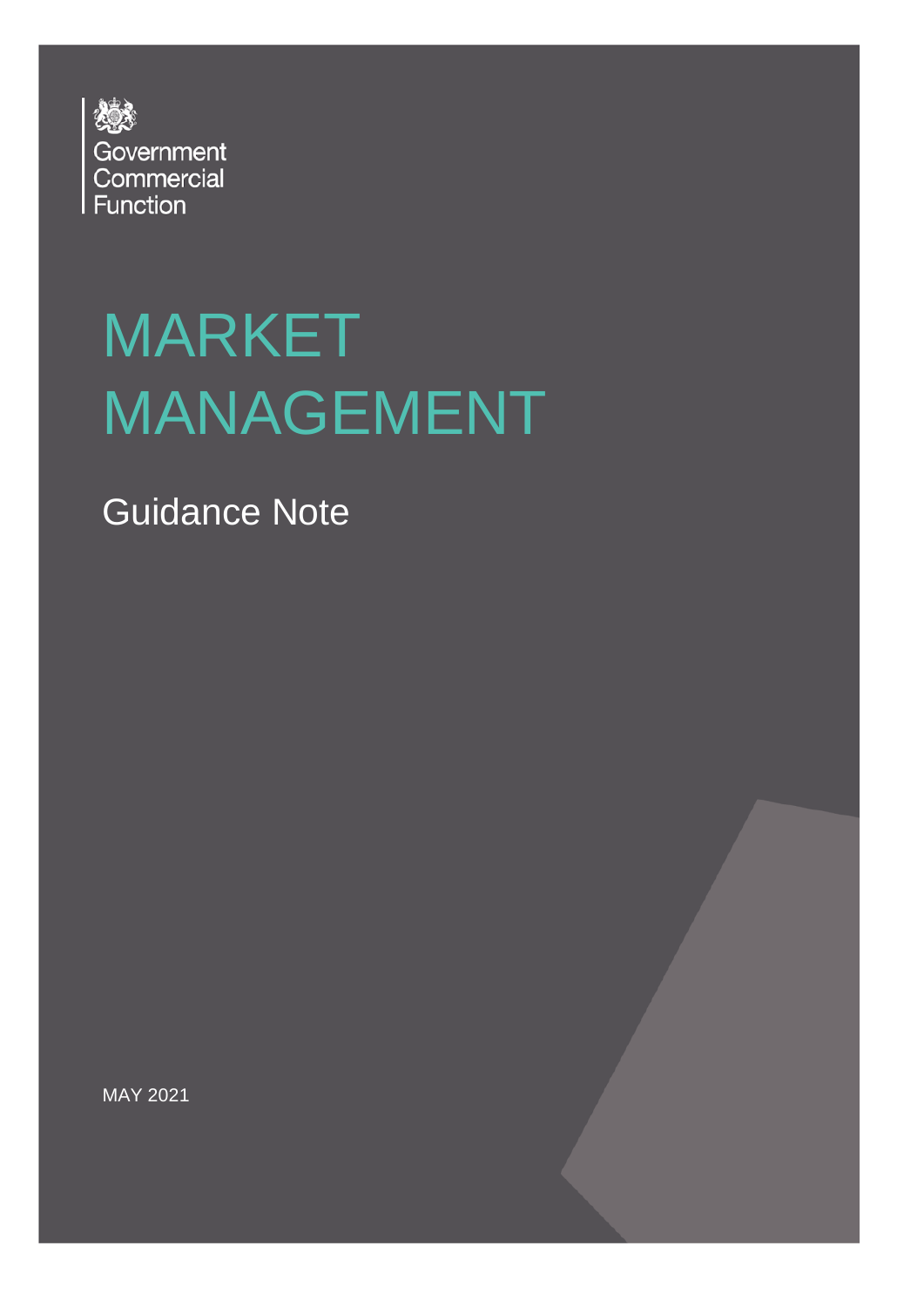Government Commercial Function

# MARKET MANAGEMENT

## Guidance Note

MAY 2021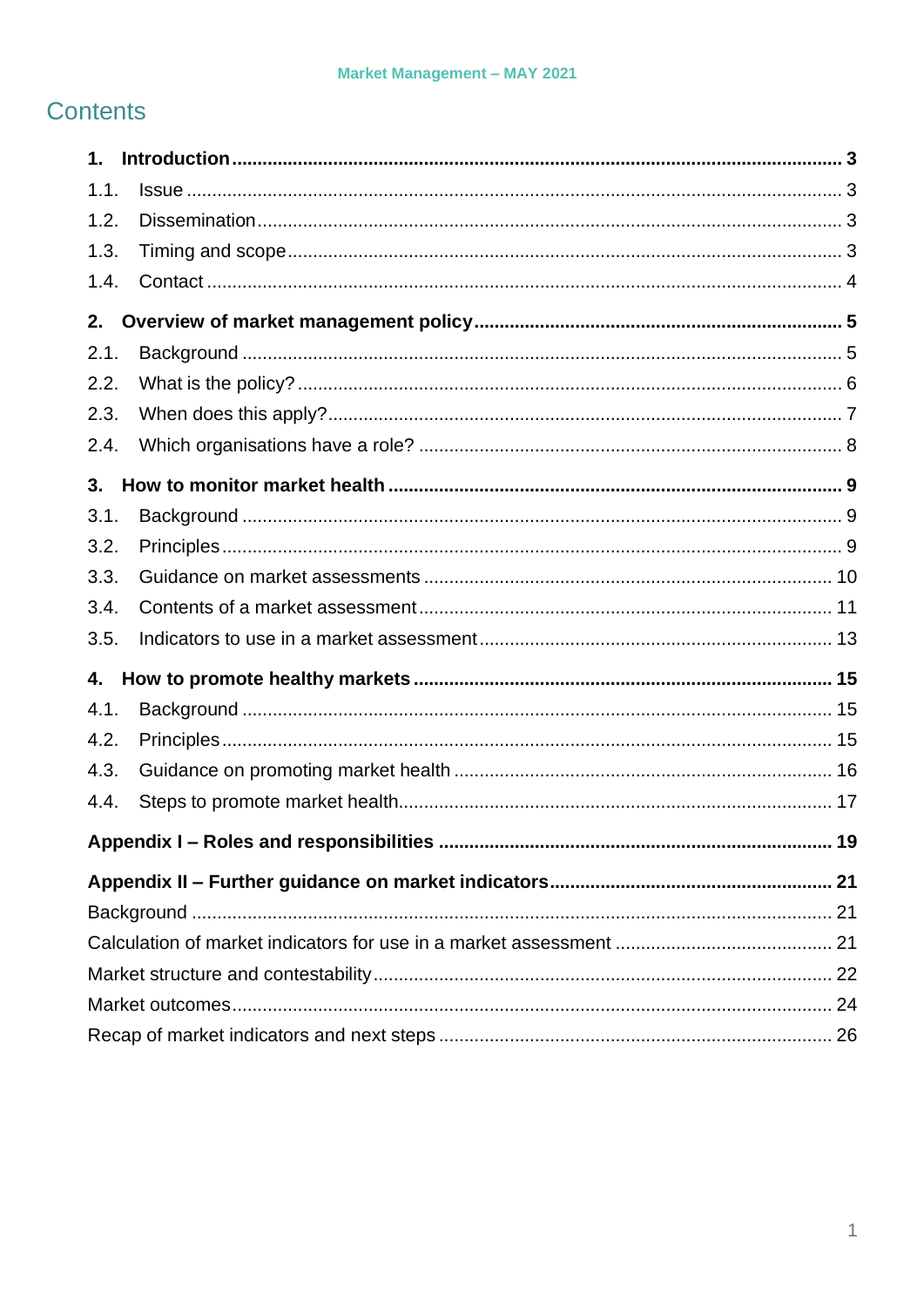# Contents

**1. Introduction** ..... **3**

1.1. Issue ..... 3

1.2. Dissemination ..... 3

1.3. Timing and scope ..... 3

1.4. Contact ..... 4

**2. Overview of market management policy** ..... **5**

2.1. Background ..... 5

2.2. What is the policy? ..... 6

2.3. When does this apply? ..... 7

2.4. Which organisations have a role? ..... 8

**3. How to monitor market health** ..... **9**

3.1. Background ..... 9

3.2. Principles ..... 9

3.3. Guidance on market assessments ..... 10

3.4. Contents of a market assessment ..... 11

3.5. Indicators to use in a market assessment ..... 13

**4. How to promote healthy markets** ..... **15**

4.1. Background ..... 15

4.2. Principles ..... 15

4.3. Guidance on promoting market health ..... 16

4.4. Steps to promote market health ..... 17

**Appendix I – Roles and responsibilities** ..... **19**

**Appendix II – Further guidance on market indicators** ..... **21**

Background ..... 21

Calculation of market indicators for use in a market assessment ..... 21

Market structure and contestability ..... 22

Market outcomes ..... 24

Recap of market indicators and next steps ..... 26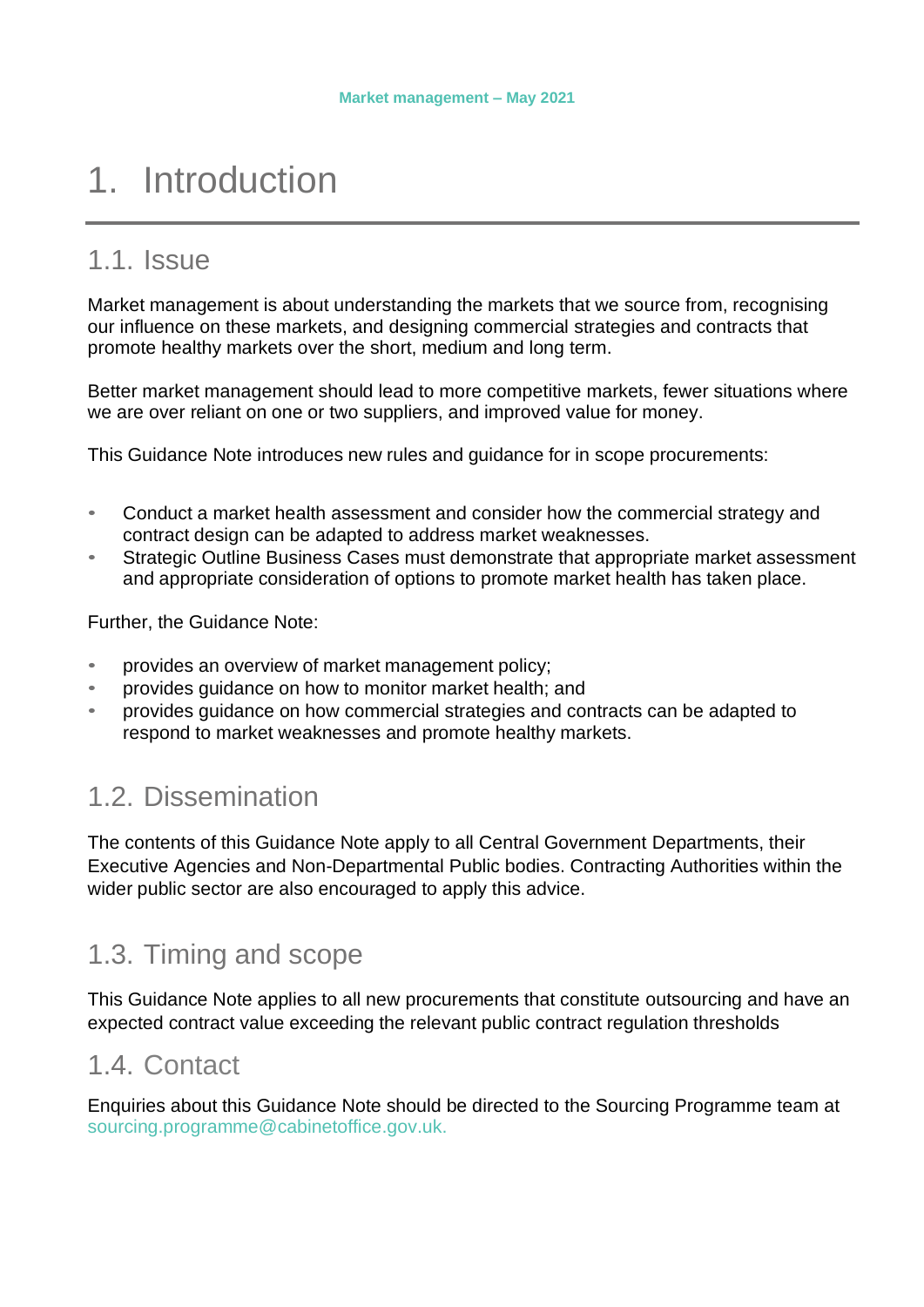# 1. Introduction

## 1.1. Issue

Market management is about understanding the markets that we source from, recognising our influence on these markets, and designing commercial strategies and contracts that promote healthy markets over the short, medium and long term.

Better market management should lead to more competitive markets, fewer situations where we are over reliant on one or two suppliers, and improved value for money.

This Guidance Note introduces new rules and guidance for in scope procurements:

- Conduct a market health assessment and consider how the commercial strategy and contract design can be adapted to address market weaknesses.
- Strategic Outline Business Cases must demonstrate that appropriate market assessment and appropriate consideration of options to promote market health has taken place.

Further, the Guidance Note:

- provides an overview of market management policy;
- provides guidance on how to monitor market health; and
- provides guidance on how commercial strategies and contracts can be adapted to respond to market weaknesses and promote healthy markets.

## 1.2. Dissemination

The contents of this Guidance Note apply to all Central Government Departments, their Executive Agencies and Non-Departmental Public bodies. Contracting Authorities within the wider public sector are also encouraged to apply this advice.

## 1.3. Timing and scope

This Guidance Note applies to all new procurements that constitute outsourcing and have an expected contract value exceeding the relevant public contract regulation thresholds

## 1.4. Contact

Enquiries about this Guidance Note should be directed to the Sourcing Programme team at sourcing.programme@cabinetoffice.gov.uk.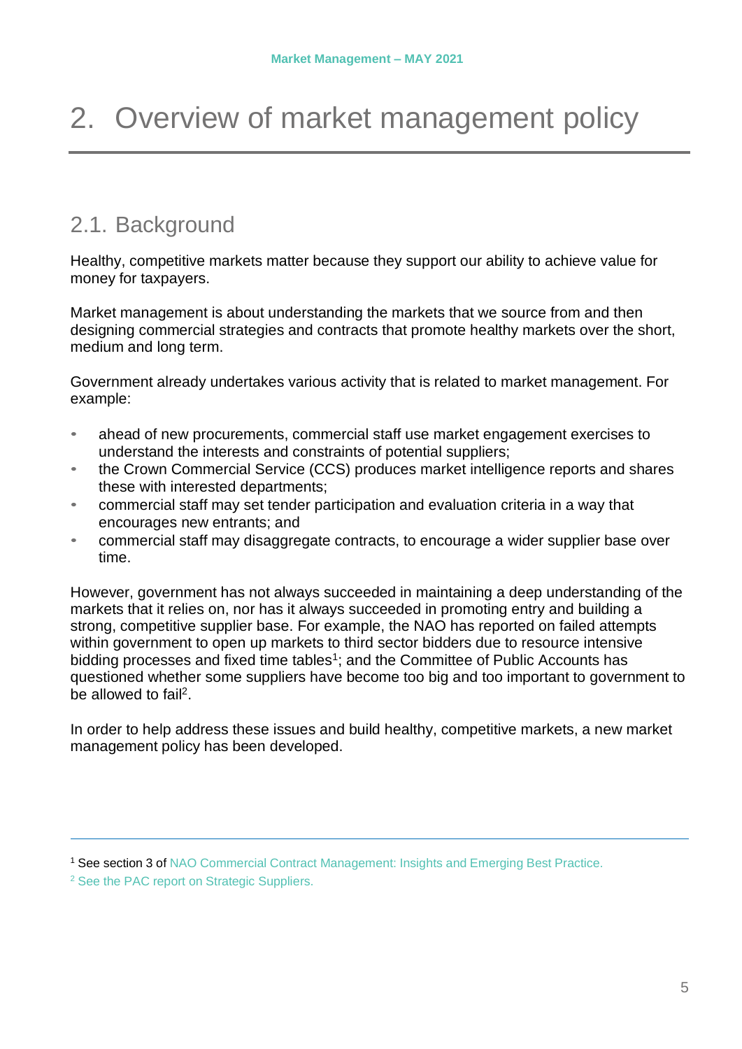# 2. Overview of market management policy

## 2.1. Background

Healthy, competitive markets matter because they support our ability to achieve value for money for taxpayers.

Market management is about understanding the markets that we source from and then designing commercial strategies and contracts that promote healthy markets over the short, medium and long term.

Government already undertakes various activity that is related to market management. For example:

- ahead of new procurements, commercial staff use market engagement exercises to understand the interests and constraints of potential suppliers;
- the Crown Commercial Service (CCS) produces market intelligence reports and shares these with interested departments;
- commercial staff may set tender participation and evaluation criteria in a way that encourages new entrants; and
- commercial staff may disaggregate contracts, to encourage a wider supplier base over time.

However, government has not always succeeded in maintaining a deep understanding of the markets that it relies on, nor has it always succeeded in promoting entry and building a strong, competitive supplier base. For example, the NAO has reported on failed attempts within government to open up markets to third sector bidders due to resource intensive bidding processes and fixed time tables[1]; and the Committee of Public Accounts has questioned whether some suppliers have become too big and too important to government to be allowed to fail[2].

In order to help address these issues and build healthy, competitive markets, a new market management policy has been developed.

---

[1] See section 3 of NAO Commercial Contract Management: Insights and Emerging Best Practice.

[2] See the PAC report on Strategic Suppliers.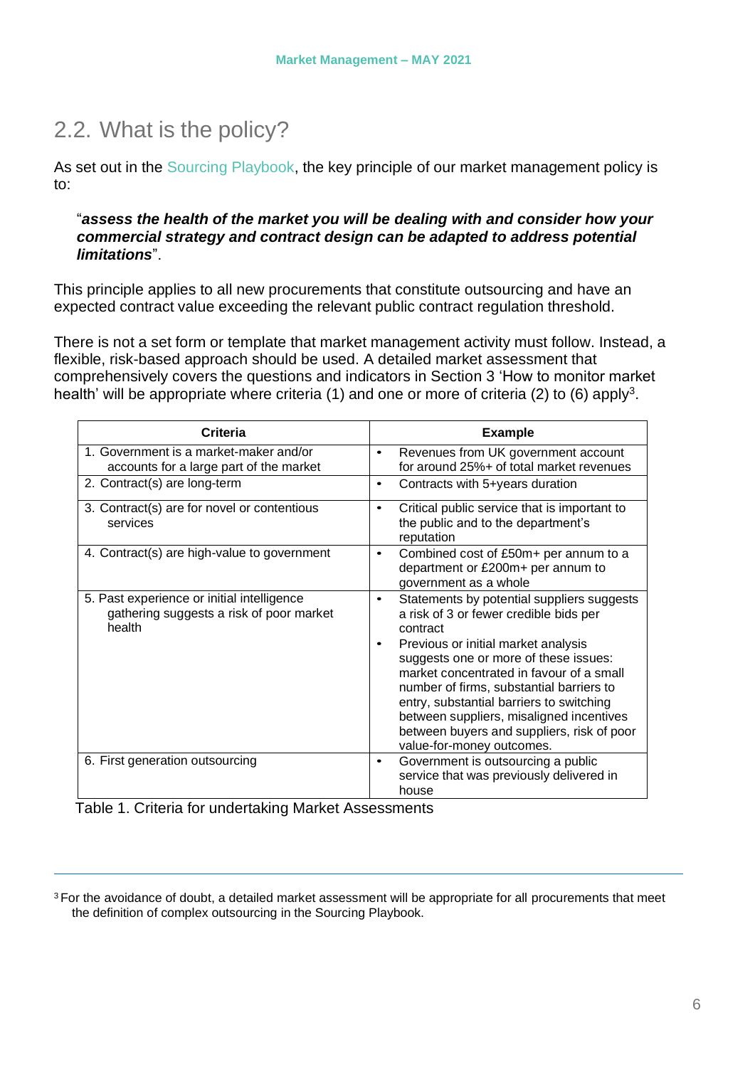## 2.2. What is the policy?

As set out in the Sourcing Playbook, the key principle of our market management policy is to:

> "***assess the health of the market you will be dealing with and consider how your commercial strategy and contract design can be adapted to address potential limitations***".

This principle applies to all new procurements that constitute outsourcing and have an expected contract value exceeding the relevant public contract regulation threshold.

There is not a set form or template that market management activity must follow. Instead, a flexible, risk-based approach should be used. A detailed market assessment that comprehensively covers the questions and indicators in Section 3 'How to monitor market health' will be appropriate where criteria (1) and one or more of criteria (2) to (6) apply[3].

| Criteria | Example |
| --- | --- |
| 1. Government is a market-maker and/or accounts for a large part of the market | • Revenues from UK government account for around 25%+ of total market revenues |
| 2. Contract(s) are long-term | • Contracts with 5+years duration |
| 3. Contract(s) are for novel or contentious services | • Critical public service that is important to the public and to the department's reputation |
| 4. Contract(s) are high-value to government | • Combined cost of £50m+ per annum to a department or £200m+ per annum to government as a whole |
| 5. Past experience or initial intelligence gathering suggests a risk of poor market health | • Statements by potential suppliers suggests a risk of 3 or fewer credible bids per contract<br>• Previous or initial market analysis suggests one or more of these issues: market concentrated in favour of a small number of firms, substantial barriers to entry, substantial barriers to switching between suppliers, misaligned incentives between buyers and suppliers, risk of poor value-for-money outcomes. |
| 6. First generation outsourcing | • Government is outsourcing a public service that was previously delivered in house |

Table 1. Criteria for undertaking Market Assessments

[3] For the avoidance of doubt, a detailed market assessment will be appropriate for all procurements that meet the definition of complex outsourcing in the Sourcing Playbook.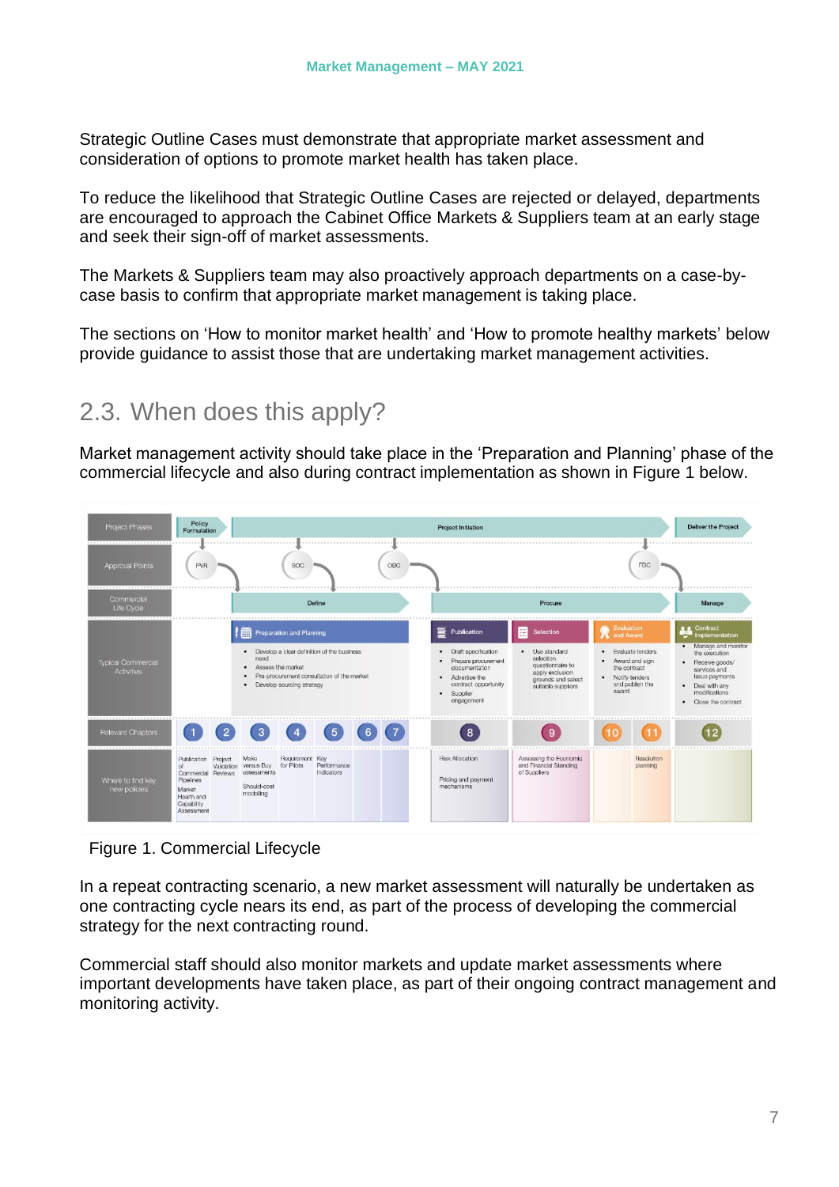Strategic Outline Cases must demonstrate that appropriate market assessment and consideration of options to promote market health has taken place.

To reduce the likelihood that Strategic Outline Cases are rejected or delayed, departments are encouraged to approach the Cabinet Office Markets & Suppliers team at an early stage and seek their sign-off of market assessments.

The Markets & Suppliers team may also proactively approach departments on a case-by-case basis to confirm that appropriate market management is taking place.

The sections on 'How to monitor market health' and 'How to promote healthy markets' below provide guidance to assist those that are undertaking market management activities.

## 2.3. When does this apply?

Market management activity should take place in the 'Preparation and Planning' phase of the commercial lifecycle and also during contract implementation as shown in Figure 1 below.

| | | | | | |
|---|---|---|---|---|---|
| Project Phases | Policy Formulation / Project Initiation | Project Initiation | Project Initiation | Project Initiation | Deliver the Project |
| Approval Points | PVR, SOC, OBC | | | FBC | |
| Commercial Life Cycle | Define | Procure | Procure | Procure | Manage |
| Typical Commercial Activities | **Preparation and Planning**<br>• Develop a clear definition of the business need<br>• Assess the market<br>• Pre-procurement consultation of the market<br>• Develop sourcing strategy | **Publication**<br>• Draft specification<br>• Prepare procurement documentation<br>• Advertise the contract opportunity<br>• Supplier engagement | **Selection**<br>• Use standard selection questionnaire to apply exclusion grounds and select suitable suppliers | **Evaluation and Award**<br>• Evaluate tenders<br>• Award and sign the contract<br>• Notify tenders and publish the award | **Contract Implementation**<br>• Manage and monitor the execution<br>• Receive goods/ services and issue payments<br>• Deal with any modifications<br>• Close the contract |
| Relevant Chapters | 1, 2, 3, 4, 5, 6, 7 | 8 | 9 | 10, 11 | 12 |
| Where to find key new policies | Publication of Commercial Pipelines; Market Health and Capability Assessment; Project Validation Reviews; Make versus Buy assessments; Should-cost modelling; Requirement for Pilots; Key Performance Indicators | Risk Allocation; Pricing and payment mechanisms | Assessing the Economic and Financial Standing of Suppliers | Resolution planning | |

Figure 1. Commercial Lifecycle

In a repeat contracting scenario, a new market assessment will naturally be undertaken as one contracting cycle nears its end, as part of the process of developing the commercial strategy for the next contracting round.

Commercial staff should also monitor markets and update market assessments where important developments have taken place, as part of their ongoing contract management and monitoring activity.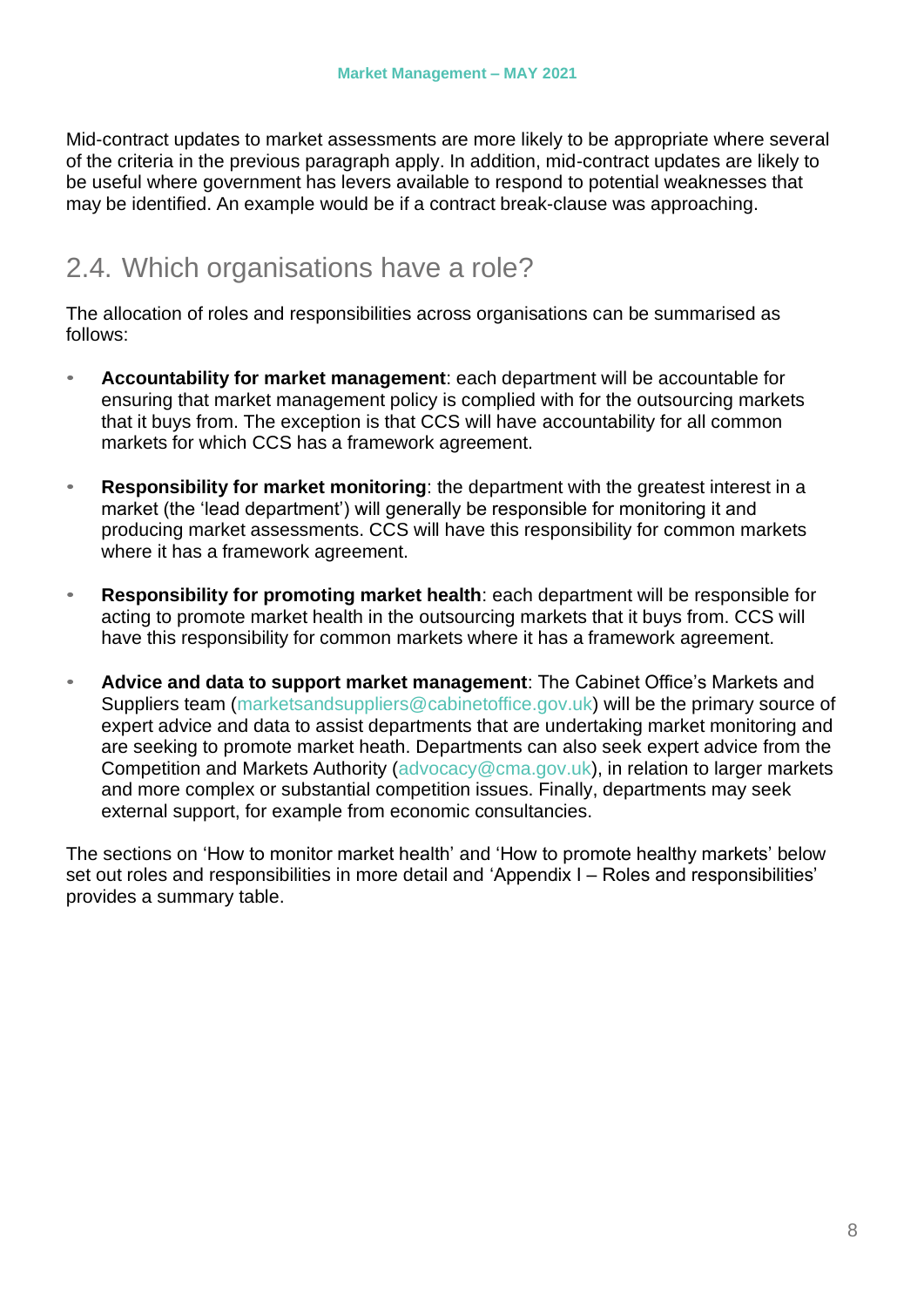Mid-contract updates to market assessments are more likely to be appropriate where several of the criteria in the previous paragraph apply. In addition, mid-contract updates are likely to be useful where government has levers available to respond to potential weaknesses that may be identified. An example would be if a contract break-clause was approaching.

## 2.4. Which organisations have a role?

The allocation of roles and responsibilities across organisations can be summarised as follows:

- **Accountability for market management**: each department will be accountable for ensuring that market management policy is complied with for the outsourcing markets that it buys from. The exception is that CCS will have accountability for all common markets for which CCS has a framework agreement.
- **Responsibility for market monitoring**: the department with the greatest interest in a market (the 'lead department') will generally be responsible for monitoring it and producing market assessments. CCS will have this responsibility for common markets where it has a framework agreement.
- **Responsibility for promoting market health**: each department will be responsible for acting to promote market health in the outsourcing markets that it buys from. CCS will have this responsibility for common markets where it has a framework agreement.
- **Advice and data to support market management**: The Cabinet Office's Markets and Suppliers team (marketsandsuppliers@cabinetoffice.gov.uk) will be the primary source of expert advice and data to assist departments that are undertaking market monitoring and are seeking to promote market heath. Departments can also seek expert advice from the Competition and Markets Authority (advocacy@cma.gov.uk), in relation to larger markets and more complex or substantial competition issues. Finally, departments may seek external support, for example from economic consultancies.

The sections on 'How to monitor market health' and 'How to promote healthy markets' below set out roles and responsibilities in more detail and 'Appendix I – Roles and responsibilities' provides a summary table.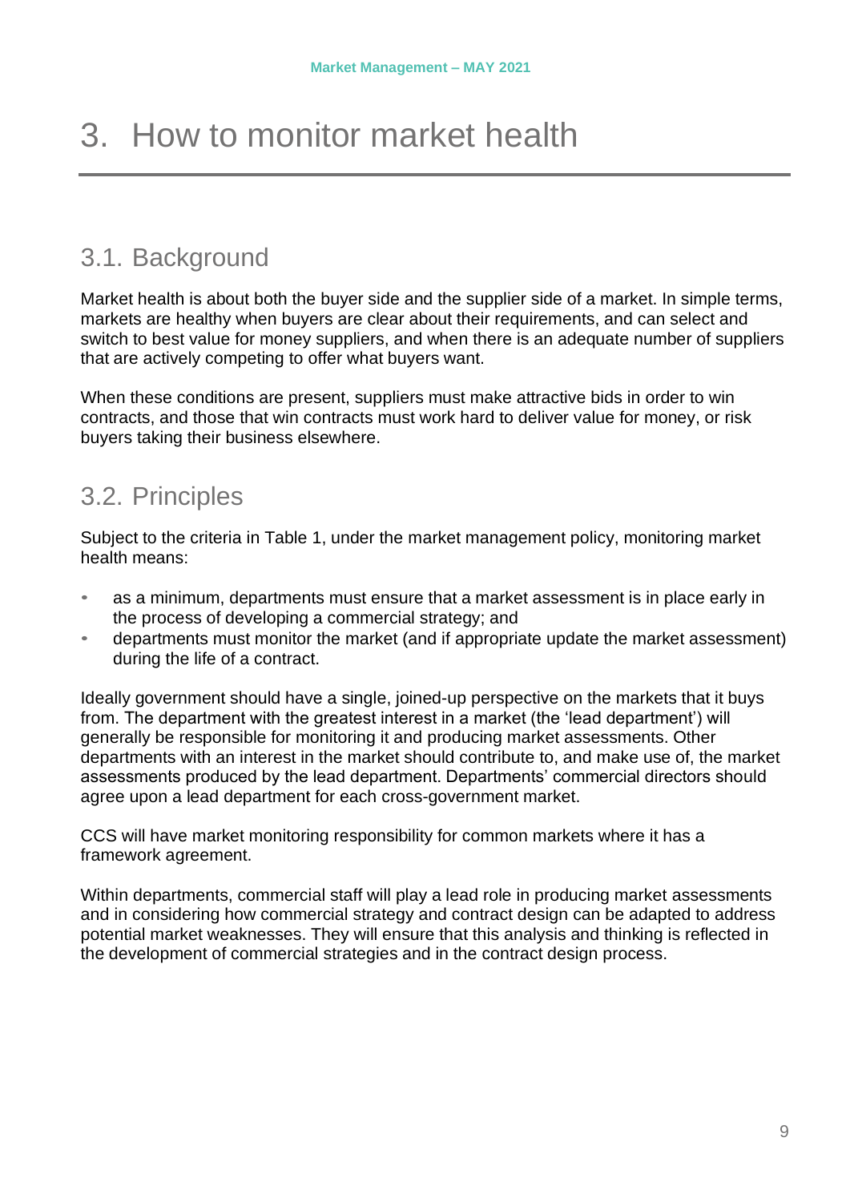# 3. How to monitor market health

## 3.1. Background

Market health is about both the buyer side and the supplier side of a market. In simple terms, markets are healthy when buyers are clear about their requirements, and can select and switch to best value for money suppliers, and when there is an adequate number of suppliers that are actively competing to offer what buyers want.

When these conditions are present, suppliers must make attractive bids in order to win contracts, and those that win contracts must work hard to deliver value for money, or risk buyers taking their business elsewhere.

## 3.2. Principles

Subject to the criteria in Table 1, under the market management policy, monitoring market health means:

- as a minimum, departments must ensure that a market assessment is in place early in the process of developing a commercial strategy; and
- departments must monitor the market (and if appropriate update the market assessment) during the life of a contract.

Ideally government should have a single, joined-up perspective on the markets that it buys from. The department with the greatest interest in a market (the 'lead department') will generally be responsible for monitoring it and producing market assessments. Other departments with an interest in the market should contribute to, and make use of, the market assessments produced by the lead department. Departments' commercial directors should agree upon a lead department for each cross-government market.

CCS will have market monitoring responsibility for common markets where it has a framework agreement.

Within departments, commercial staff will play a lead role in producing market assessments and in considering how commercial strategy and contract design can be adapted to address potential market weaknesses. They will ensure that this analysis and thinking is reflected in the development of commercial strategies and in the contract design process.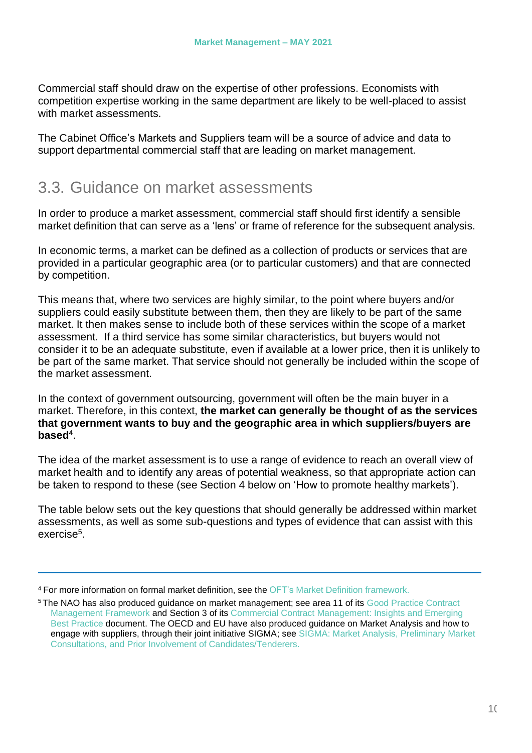Commercial staff should draw on the expertise of other professions. Economists with competition expertise working in the same department are likely to be well-placed to assist with market assessments.

The Cabinet Office's Markets and Suppliers team will be a source of advice and data to support departmental commercial staff that are leading on market management.

## 3.3. Guidance on market assessments

In order to produce a market assessment, commercial staff should first identify a sensible market definition that can serve as a 'lens' or frame of reference for the subsequent analysis.

In economic terms, a market can be defined as a collection of products or services that are provided in a particular geographic area (or to particular customers) and that are connected by competition.

This means that, where two services are highly similar, to the point where buyers and/or suppliers could easily substitute between them, then they are likely to be part of the same market. It then makes sense to include both of these services within the scope of a market assessment. If a third service has some similar characteristics, but buyers would not consider it to be an adequate substitute, even if available at a lower price, then it is unlikely to be part of the same market. That service should not generally be included within the scope of the market assessment.

In the context of government outsourcing, government will often be the main buyer in a market. Therefore, in this context, **the market can generally be thought of as the services that government wants to buy and the geographic area in which suppliers/buyers are based**[4].

The idea of the market assessment is to use a range of evidence to reach an overall view of market health and to identify any areas of potential weakness, so that appropriate action can be taken to respond to these (see Section 4 below on 'How to promote healthy markets').

The table below sets out the key questions that should generally be addressed within market assessments, as well as some sub-questions and types of evidence that can assist with this exercise[5].

---

[4] For more information on formal market definition, see the OFT's Market Definition framework.

[5] The NAO has also produced guidance on market management; see area 11 of its Good Practice Contract Management Framework and Section 3 of its Commercial Contract Management: Insights and Emerging Best Practice document. The OECD and EU have also produced guidance on Market Analysis and how to engage with suppliers, through their joint initiative SIGMA; see SIGMA: Market Analysis, Preliminary Market Consultations, and Prior Involvement of Candidates/Tenderers.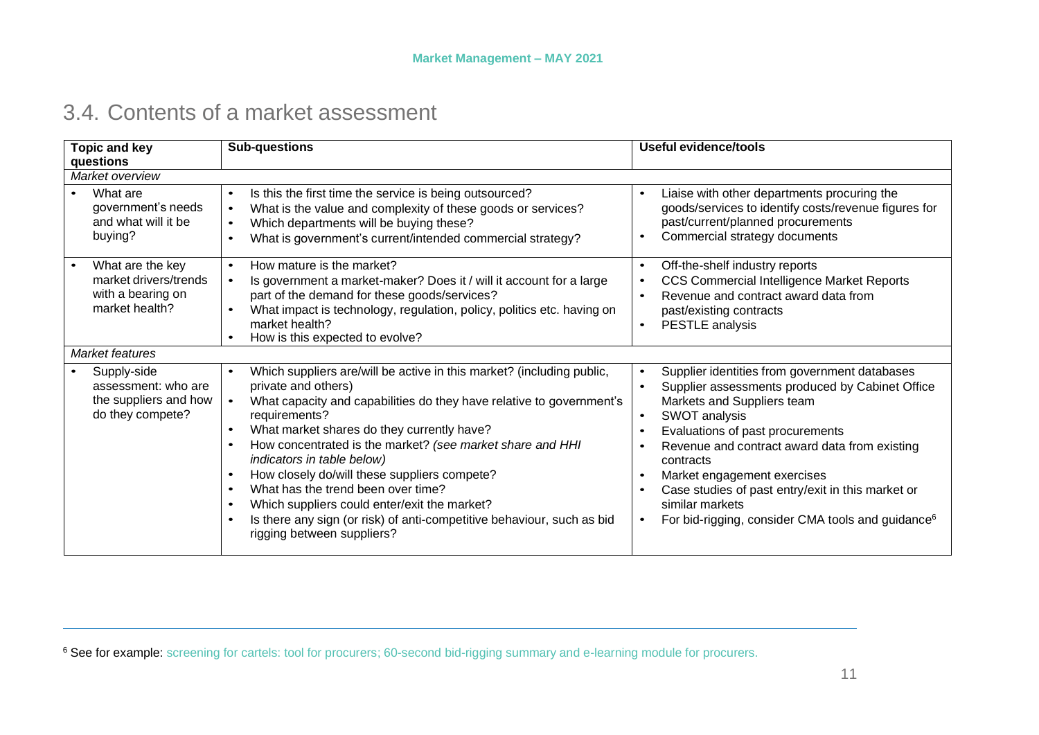## 3.4. Contents of a market assessment

| Topic and key questions | Sub-questions | Useful evidence/tools |
|---|---|---|
| *Market overview* | | |
| • What are government's needs and what will it be buying? | • Is this the first time the service is being outsourced?<br>• What is the value and complexity of these goods or services?<br>• Which departments will be buying these?<br>• What is government's current/intended commercial strategy? | • Liaise with other departments procuring the goods/services to identify costs/revenue figures for past/current/planned procurements<br>• Commercial strategy documents |
| • What are the key market drivers/trends with a bearing on market health? | • How mature is the market?<br>• Is government a market-maker? Does it / will it account for a large part of the demand for these goods/services?<br>• What impact is technology, regulation, policy, politics etc. having on market health?<br>• How is this expected to evolve? | • Off-the-shelf industry reports<br>• CCS Commercial Intelligence Market Reports<br>• Revenue and contract award data from past/existing contracts<br>• PESTLE analysis |
| *Market features* | | |
| • Supply-side assessment: who are the suppliers and how do they compete? | • Which suppliers are/will be active in this market? (including public, private and others)<br>• What capacity and capabilities do they have relative to government's requirements?<br>• What market shares do they currently have?<br>• How concentrated is the market? *(see market share and HHI indicators in table below)*<br>• How closely do/will these suppliers compete?<br>• What has the trend been over time?<br>• Which suppliers could enter/exit the market?<br>• Is there any sign (or risk) of anti-competitive behaviour, such as bid rigging between suppliers? | • Supplier identities from government databases<br>• Supplier assessments produced by Cabinet Office Markets and Suppliers team<br>• SWOT analysis<br>• Evaluations of past procurements<br>• Revenue and contract award data from existing contracts<br>• Market engagement exercises<br>• Case studies of past entry/exit in this market or similar markets<br>• For bid-rigging, consider CMA tools and guidance[6] |

[6] See for example: screening for cartels: tool for procurers; 60-second bid-rigging summary and e-learning module for procurers.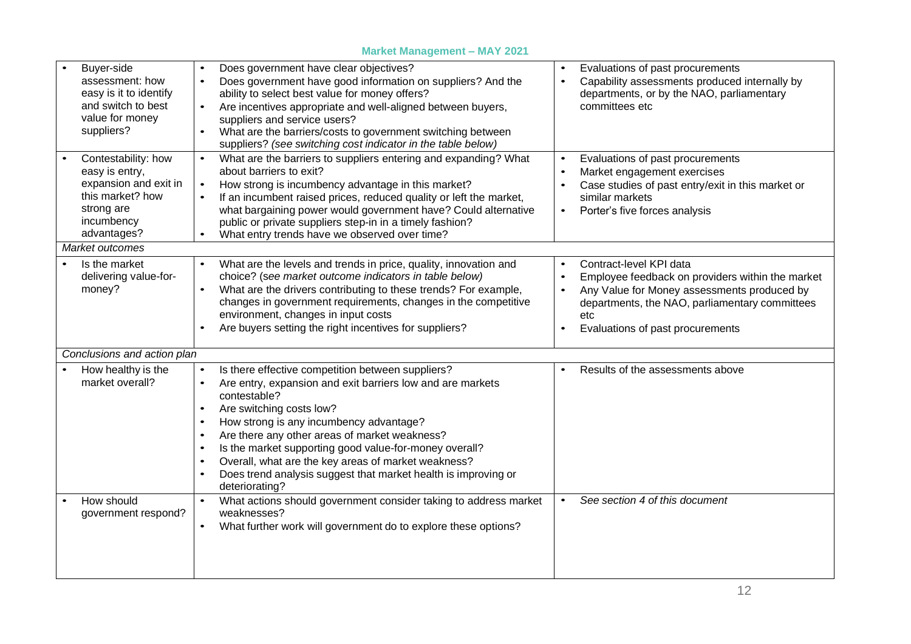| | | |
|---|---|---|
| • Buyer-side assessment: how easy is it to identify and switch to best value for money suppliers? | • Does government have clear objectives?<br>• Does government have good information on suppliers? And the ability to select best value for money offers?<br>• Are incentives appropriate and well-aligned between buyers, suppliers and service users?<br>• What are the barriers/costs to government switching between suppliers? *(see switching cost indicator in the table below)* | • Evaluations of past procurements<br>• Capability assessments produced internally by departments, or by the NAO, parliamentary committees etc |
| • Contestability: how easy is entry, expansion and exit in this market? how strong are incumbency advantages? | • What are the barriers to suppliers entering and expanding? What about barriers to exit?<br>• How strong is incumbency advantage in this market?<br>• If an incumbent raised prices, reduced quality or left the market, what bargaining power would government have? Could alternative public or private suppliers step-in in a timely fashion?<br>• What entry trends have we observed over time? | • Evaluations of past procurements<br>• Market engagement exercises<br>• Case studies of past entry/exit in this market or similar markets<br>• Porter's five forces analysis |
| *Market outcomes* | | |
| • Is the market delivering value-for-money? | • What are the levels and trends in price, quality, innovation and choice? (*see market outcome indicators in table below)*<br>• What are the drivers contributing to these trends? For example, changes in government requirements, changes in the competitive environment, changes in input costs<br>• Are buyers setting the right incentives for suppliers? | • Contract-level KPI data<br>• Employee feedback on providers within the market<br>• Any Value for Money assessments produced by departments, the NAO, parliamentary committees etc<br>• Evaluations of past procurements |
| *Conclusions and action plan* | | |
| • How healthy is the market overall? | • Is there effective competition between suppliers?<br>• Are entry, expansion and exit barriers low and are markets contestable?<br>• Are switching costs low?<br>• How strong is any incumbency advantage?<br>• Are there any other areas of market weakness?<br>• Is the market supporting good value-for-money overall?<br>• Overall, what are the key areas of market weakness?<br>• Does trend analysis suggest that market health is improving or deteriorating? | • Results of the assessments above |
| • How should government respond? | • What actions should government consider taking to address market weaknesses?<br>• What further work will government do to explore these options? | • *See section 4 of this document* |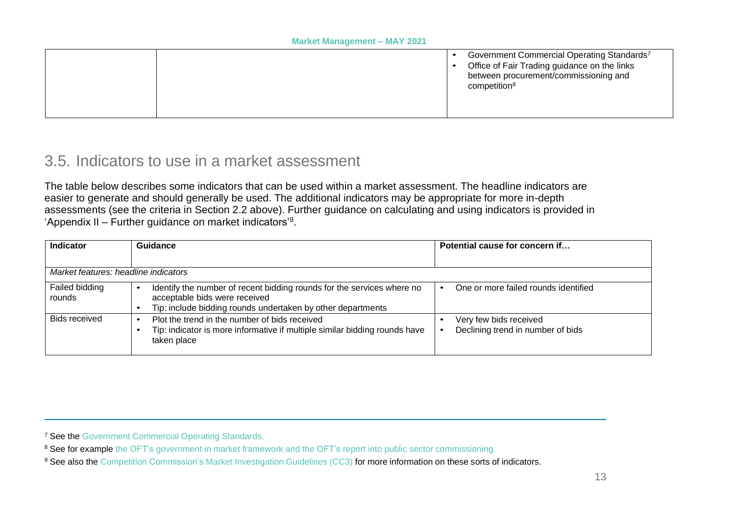| | | • Government Commercial Operating Standards[7]<br>• Office of Fair Trading guidance on the links between procurement/commissioning and competition[8] |
|---|---|---|

## 3.5. Indicators to use in a market assessment

The table below describes some indicators that can be used within a market assessment. The headline indicators are easier to generate and should generally be used. The additional indicators may be appropriate for more in-depth assessments (see the criteria in Section 2.2 above). Further guidance on calculating and using indicators is provided in 'Appendix II – Further guidance on market indicators'[9].

| Indicator | Guidance | Potential cause for concern if… |
|---|---|---|
| *Market features: headline indicators* | | |
| Failed bidding rounds | • Identify the number of recent bidding rounds for the services where no acceptable bids were received<br>• Tip: include bidding rounds undertaken by other departments | • One or more failed rounds identified |
| Bids received | • Plot the trend in the number of bids received<br>• Tip: indicator is more informative if multiple similar bidding rounds have taken place | • Very few bids received<br>• Declining trend in number of bids |

[7] See the Government Commercial Operating Standards.

[8] See for example the OFT's government in market framework and the OFT's report into public sector commissioning.

[9] See also the Competition Commission's Market Investigation Guidelines (CC3) for more information on these sorts of indicators.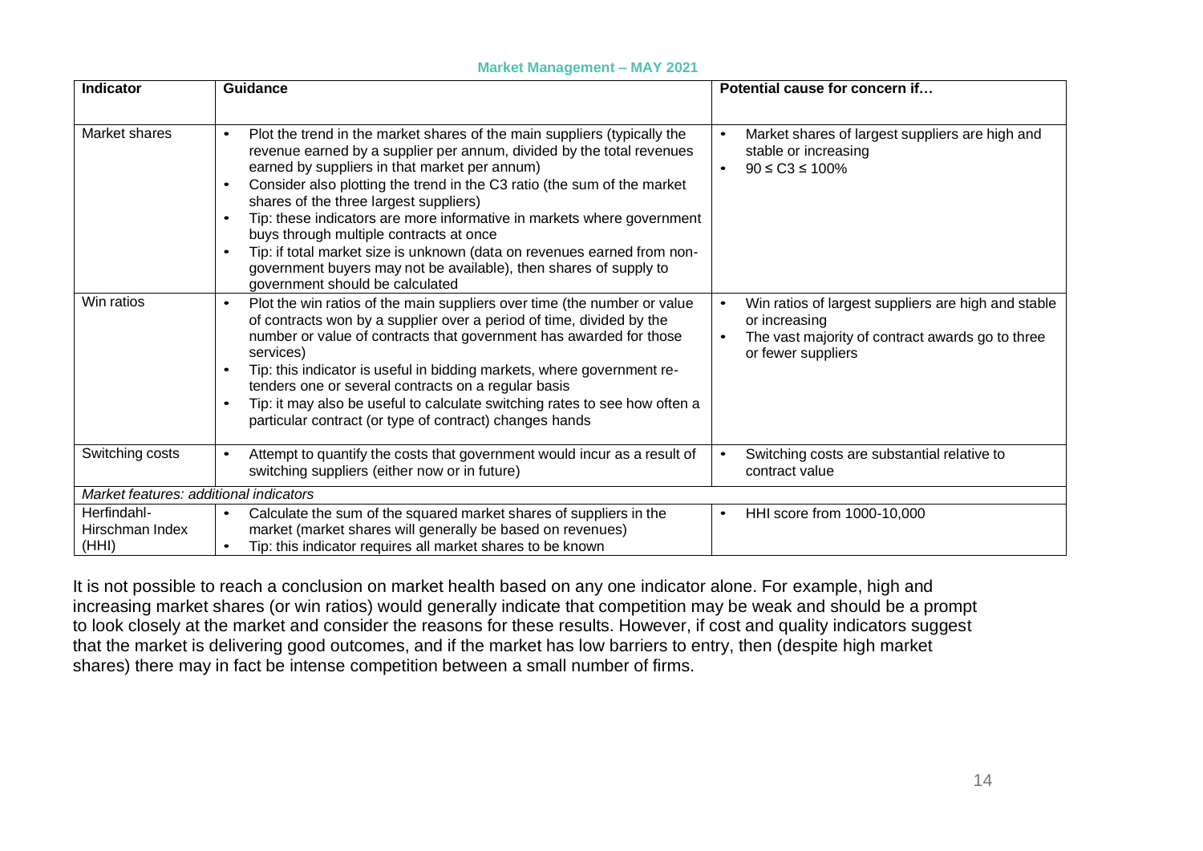| Indicator | Guidance | Potential cause for concern if… |
|---|---|---|
| Market shares | • Plot the trend in the market shares of the main suppliers (typically the revenue earned by a supplier per annum, divided by the total revenues earned by suppliers in that market per annum)<br>• Consider also plotting the trend in the C3 ratio (the sum of the market shares of the three largest suppliers)<br>• Tip: these indicators are more informative in markets where government buys through multiple contracts at once<br>• Tip: if total market size is unknown (data on revenues earned from non-government buyers may not be available), then shares of supply to government should be calculated | • Market shares of largest suppliers are high and stable or increasing<br>• $90 \leq C3 \leq 100\%$ |
| Win ratios | • Plot the win ratios of the main suppliers over time (the number or value of contracts won by a supplier over a period of time, divided by the number or value of contracts that government has awarded for those services)<br>• Tip: this indicator is useful in bidding markets, where government re-tenders one or several contracts on a regular basis<br>• Tip: it may also be useful to calculate switching rates to see how often a particular contract (or type of contract) changes hands | • Win ratios of largest suppliers are high and stable or increasing<br>• The vast majority of contract awards go to three or fewer suppliers |
| Switching costs | • Attempt to quantify the costs that government would incur as a result of switching suppliers (either now or in future) | • Switching costs are substantial relative to contract value |
| *Market features: additional indicators* | | |
| Herfindahl-Hirschman Index (HHI) | • Calculate the sum of the squared market shares of suppliers in the market (market shares will generally be based on revenues)<br>• Tip: this indicator requires all market shares to be known | • HHI score from 1000-10,000 |

It is not possible to reach a conclusion on market health based on any one indicator alone. For example, high and increasing market shares (or win ratios) would generally indicate that competition may be weak and should be a prompt to look closely at the market and consider the reasons for these results. However, if cost and quality indicators suggest that the market is delivering good outcomes, and if the market has low barriers to entry, then (despite high market shares) there may in fact be intense competition between a small number of firms.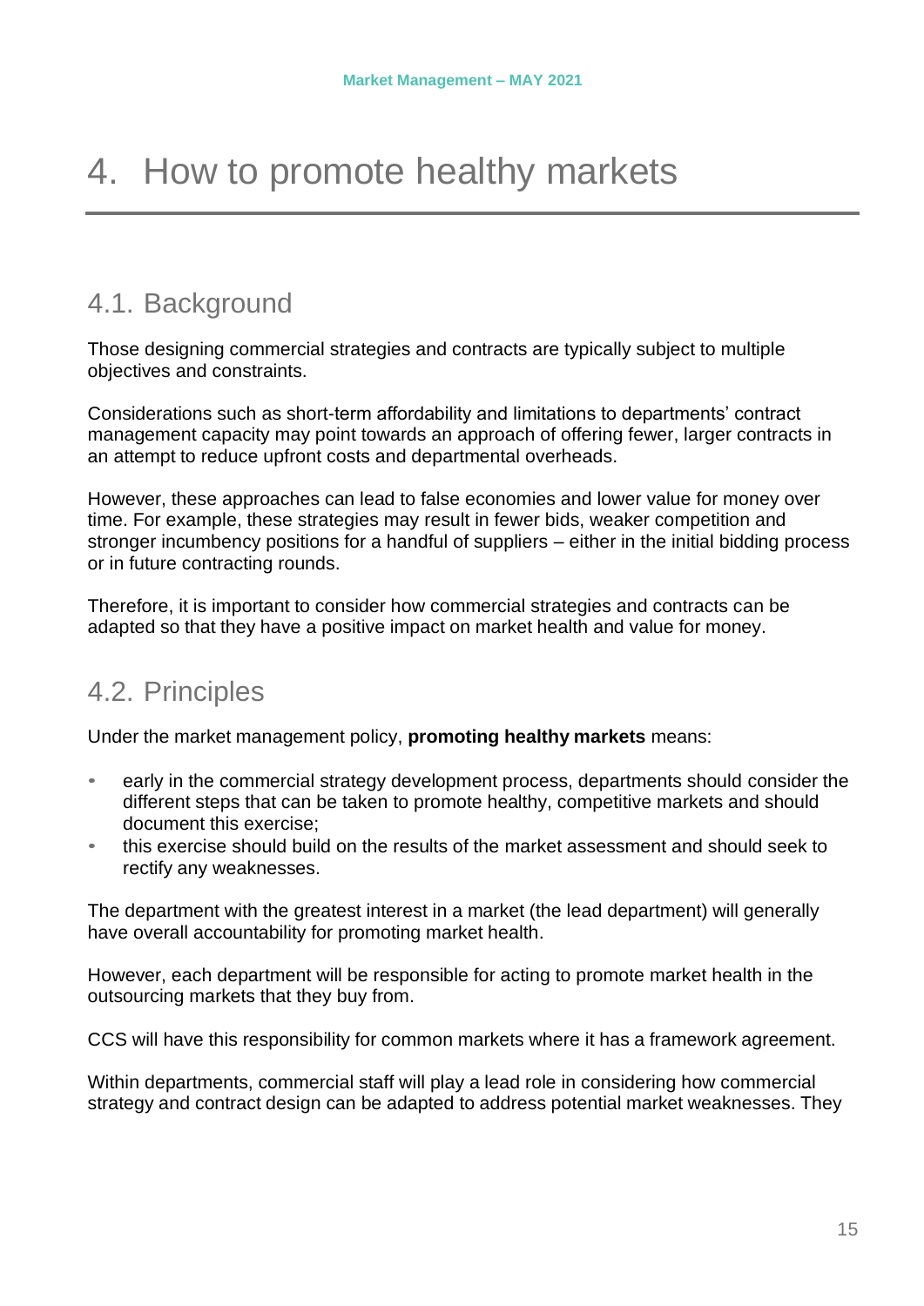# 4. How to promote healthy markets

## 4.1. Background

Those designing commercial strategies and contracts are typically subject to multiple objectives and constraints.

Considerations such as short-term affordability and limitations to departments' contract management capacity may point towards an approach of offering fewer, larger contracts in an attempt to reduce upfront costs and departmental overheads.

However, these approaches can lead to false economies and lower value for money over time. For example, these strategies may result in fewer bids, weaker competition and stronger incumbency positions for a handful of suppliers – either in the initial bidding process or in future contracting rounds.

Therefore, it is important to consider how commercial strategies and contracts can be adapted so that they have a positive impact on market health and value for money.

## 4.2. Principles

Under the market management policy, **promoting healthy markets** means:

- early in the commercial strategy development process, departments should consider the different steps that can be taken to promote healthy, competitive markets and should document this exercise;
- this exercise should build on the results of the market assessment and should seek to rectify any weaknesses.

The department with the greatest interest in a market (the lead department) will generally have overall accountability for promoting market health.

However, each department will be responsible for acting to promote market health in the outsourcing markets that they buy from.

CCS will have this responsibility for common markets where it has a framework agreement.

Within departments, commercial staff will play a lead role in considering how commercial strategy and contract design can be adapted to address potential market weaknesses. They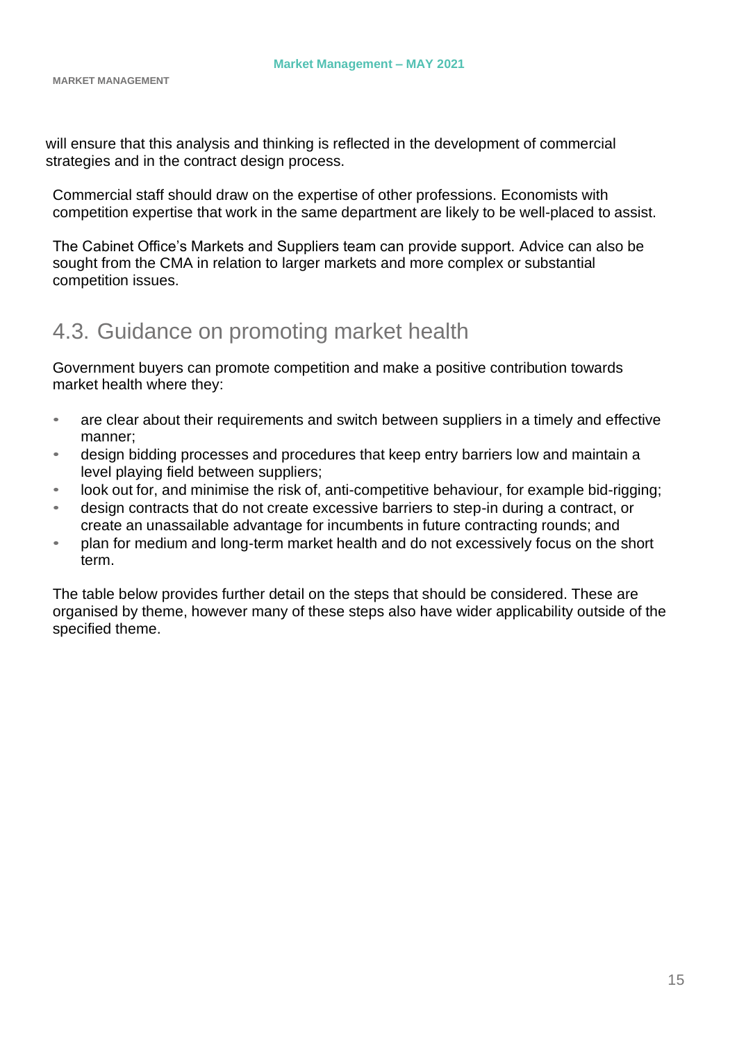will ensure that this analysis and thinking is reflected in the development of commercial strategies and in the contract design process.

Commercial staff should draw on the expertise of other professions. Economists with competition expertise that work in the same department are likely to be well-placed to assist.

The Cabinet Office's Markets and Suppliers team can provide support. Advice can also be sought from the CMA in relation to larger markets and more complex or substantial competition issues.

## 4.3. Guidance on promoting market health

Government buyers can promote competition and make a positive contribution towards market health where they:

- are clear about their requirements and switch between suppliers in a timely and effective manner;
- design bidding processes and procedures that keep entry barriers low and maintain a level playing field between suppliers;
- look out for, and minimise the risk of, anti-competitive behaviour, for example bid-rigging;
- design contracts that do not create excessive barriers to step-in during a contract, or create an unassailable advantage for incumbents in future contracting rounds; and
- plan for medium and long-term market health and do not excessively focus on the short term.

The table below provides further detail on the steps that should be considered. These are organised by theme, however many of these steps also have wider applicability outside of the specified theme.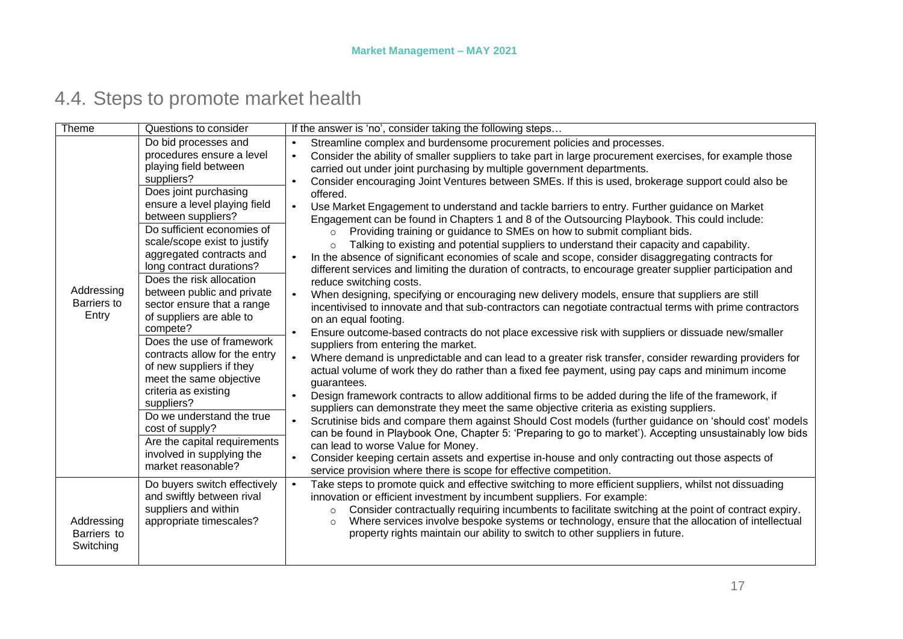## 4.4. Steps to promote market health

| Theme | Questions to consider | If the answer is 'no', consider taking the following steps… |
|---|---|---|
| Addressing Barriers to Entry | Do bid processes and procedures ensure a level playing field between suppliers?<br>Does joint purchasing ensure a level playing field between suppliers?<br>Do sufficient economies of scale/scope exist to justify aggregated contracts and long contract durations?<br>Does the risk allocation between public and private sector ensure that a range of suppliers are able to compete?<br>Does the use of framework contracts allow for the entry of new suppliers if they meet the same objective criteria as existing suppliers?<br>Do we understand the true cost of supply?<br>Are the capital requirements involved in supplying the market reasonable? | • Streamline complex and burdensome procurement policies and processes.<br>• Consider the ability of smaller suppliers to take part in large procurement exercises, for example those carried out under joint purchasing by multiple government departments.<br>• Consider encouraging Joint Ventures between SMEs. If this is used, brokerage support could also be offered.<br>• Use Market Engagement to understand and tackle barriers to entry. Further guidance on Market Engagement can be found in Chapters 1 and 8 of the Outsourcing Playbook. This could include:<br>&nbsp;&nbsp;&nbsp;&nbsp;○ Providing training or guidance to SMEs on how to submit compliant bids.<br>&nbsp;&nbsp;&nbsp;&nbsp;○ Talking to existing and potential suppliers to understand their capacity and capability.<br>• In the absence of significant economies of scale and scope, consider disaggregating contracts for different services and limiting the duration of contracts, to encourage greater supplier participation and reduce switching costs.<br>• When designing, specifying or encouraging new delivery models, ensure that suppliers are still incentivised to innovate and that sub-contractors can negotiate contractual terms with prime contractors on an equal footing.<br>• Ensure outcome-based contracts do not place excessive risk with suppliers or dissuade new/smaller suppliers from entering the market.<br>• Where demand is unpredictable and can lead to a greater risk transfer, consider rewarding providers for actual volume of work they do rather than a fixed fee payment, using pay caps and minimum income guarantees.<br>• Design framework contracts to allow additional firms to be added during the life of the framework, if suppliers can demonstrate they meet the same objective criteria as existing suppliers.<br>• Scrutinise bids and compare them against Should Cost models (further guidance on 'should cost' models can be found in Playbook One, Chapter 5: 'Preparing to go to market'). Accepting unsustainably low bids can lead to worse Value for Money.<br>• Consider keeping certain assets and expertise in-house and only contracting out those aspects of service provision where there is scope for effective competition. |
| Addressing Barriers to Switching | Do buyers switch effectively and swiftly between rival suppliers and within appropriate timescales? | • Take steps to promote quick and effective switching to more efficient suppliers, whilst not dissuading innovation or efficient investment by incumbent suppliers. For example:<br>&nbsp;&nbsp;&nbsp;&nbsp;○ Consider contractually requiring incumbents to facilitate switching at the point of contract expiry.<br>&nbsp;&nbsp;&nbsp;&nbsp;○ Where services involve bespoke systems or technology, ensure that the allocation of intellectual property rights maintain our ability to switch to other suppliers in future. |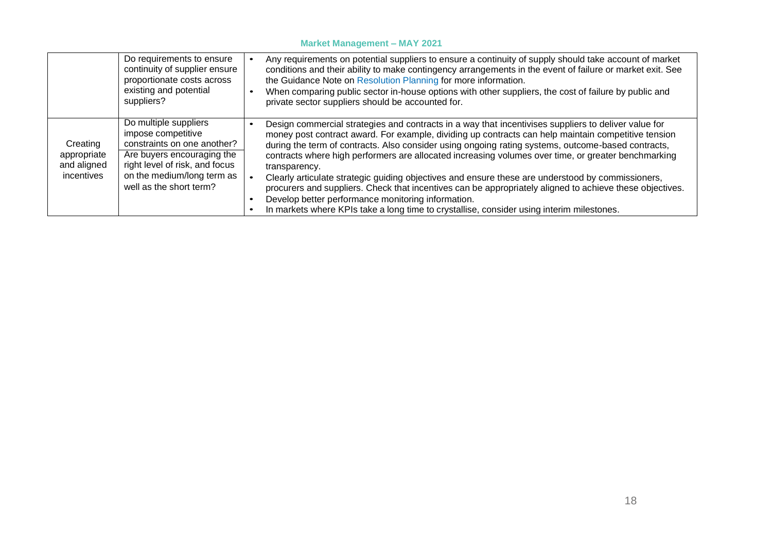| | | |
|---|---|---|
| | Do requirements to ensure continuity of supplier ensure proportionate costs across existing and potential suppliers? | • Any requirements on potential suppliers to ensure a continuity of supply should take account of market conditions and their ability to make contingency arrangements in the event of failure or market exit. See the Guidance Note on Resolution Planning for more information.<br>• When comparing public sector in-house options with other suppliers, the cost of failure by public and private sector suppliers should be accounted for. |
| Creating appropriate and aligned incentives | Do multiple suppliers impose competitive constraints on one another?<br>Are buyers encouraging the right level of risk, and focus on the medium/long term as well as the short term? | • Design commercial strategies and contracts in a way that incentivises suppliers to deliver value for money post contract award. For example, dividing up contracts can help maintain competitive tension during the term of contracts. Also consider using ongoing rating systems, outcome-based contracts, contracts where high performers are allocated increasing volumes over time, or greater benchmarking transparency.<br>• Clearly articulate strategic guiding objectives and ensure these are understood by commissioners, procurers and suppliers. Check that incentives can be appropriately aligned to achieve these objectives.<br>• Develop better performance monitoring information.<br>• In markets where KPIs take a long time to crystallise, consider using interim milestones. |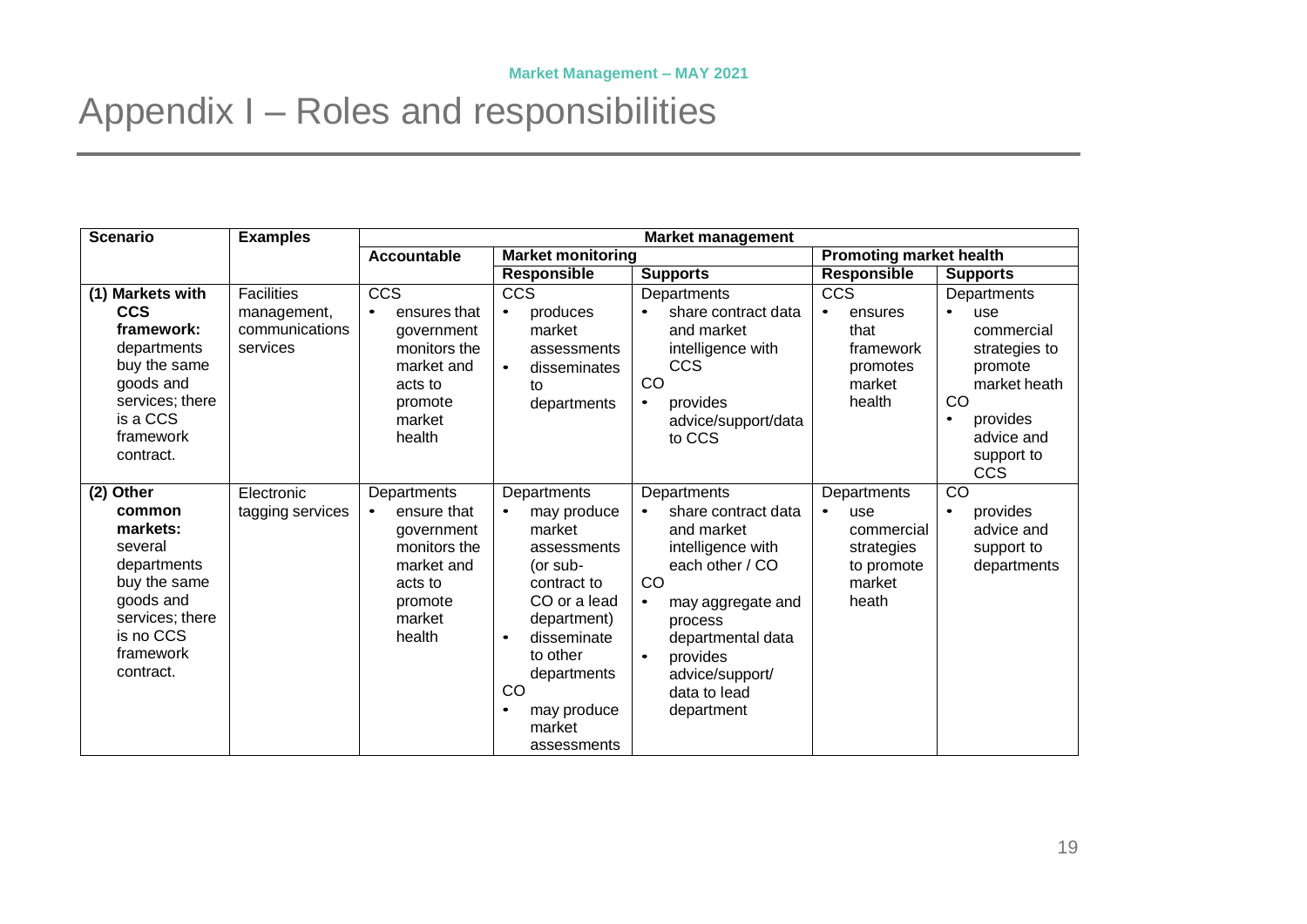# Appendix I – Roles and responsibilities

| Scenario | Examples | Market management | | | | |
|---|---|---|---|---|---|---|
| | | Accountable | Market monitoring | | Promoting market health | |
| | | | Responsible | Supports | Responsible | Supports |
| **(1) Markets with CCS framework:** departments buy the same goods and services; there is a CCS framework contract. | Facilities management, communications services | CCS<br>• ensures that government monitors the market and acts to promote market health | CCS<br>• produces market assessments<br>• disseminates to departments | Departments<br>• share contract data and market intelligence with CCS<br>CO<br>• provides advice/support/data to CCS | CCS<br>• ensures that framework promotes market health | Departments<br>• use commercial strategies to promote market heath<br>CO<br>• provides advice and support to CCS |
| **(2) Other common markets:** several departments buy the same goods and services; there is no CCS framework contract. | Electronic tagging services | Departments<br>• ensure that government monitors the market and acts to promote market health | Departments<br>• may produce market assessments (or sub-contract to CO or a lead department)<br>• disseminate to other departments<br>CO<br>• may produce market assessments | Departments<br>• share contract data and market intelligence with each other / CO<br>CO<br>• may aggregate and process departmental data<br>• provides advice/support/ data to lead department | Departments<br>• use commercial strategies to promote market heath | CO<br>• provides advice and support to departments |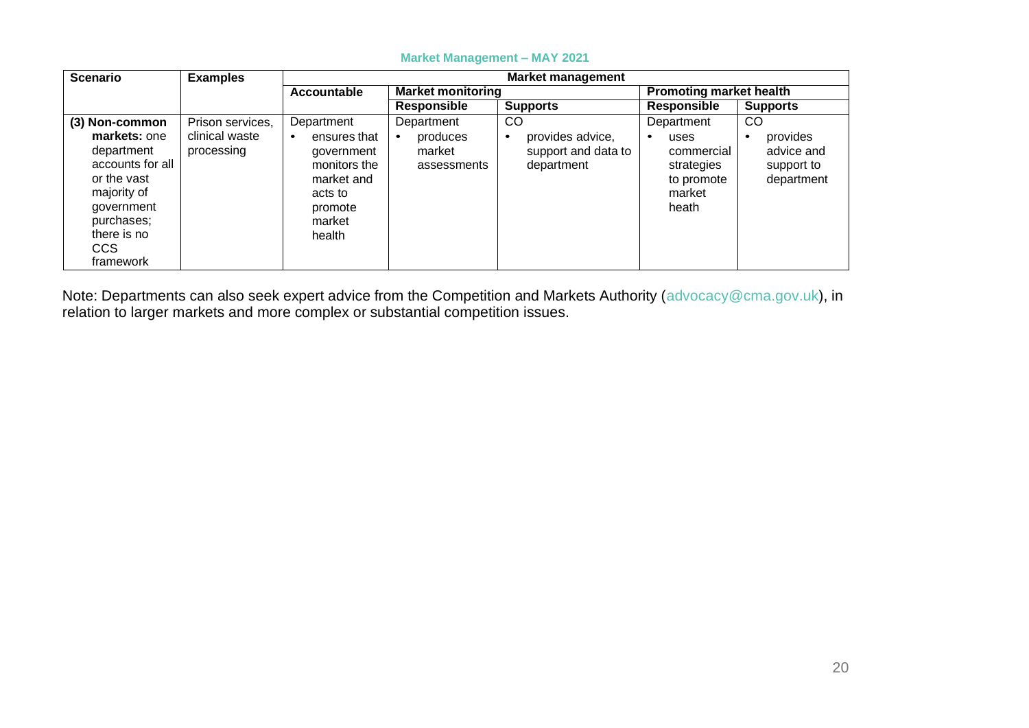**Market Management – MAY 2021**

| Scenario | Examples | Market management | | | | |
|---|---|---|---|---|---|---|
| | | Accountable | Market monitoring | | Promoting market health | |
| | | | Responsible | Supports | Responsible | Supports |
| **(3) Non-common markets:** one department accounts for all or the vast majority of government purchases; there is no CCS framework | Prison services, clinical waste processing | Department<br>• ensures that government monitors the market and acts to promote market health | Department<br>• produces market assessments | CO<br>• provides advice, support and data to department | Department<br>• uses commercial strategies to promote market heath | CO<br>• provides advice and support to department |

Note: Departments can also seek expert advice from the Competition and Markets Authority (advocacy@cma.gov.uk), in relation to larger markets and more complex or substantial competition issues.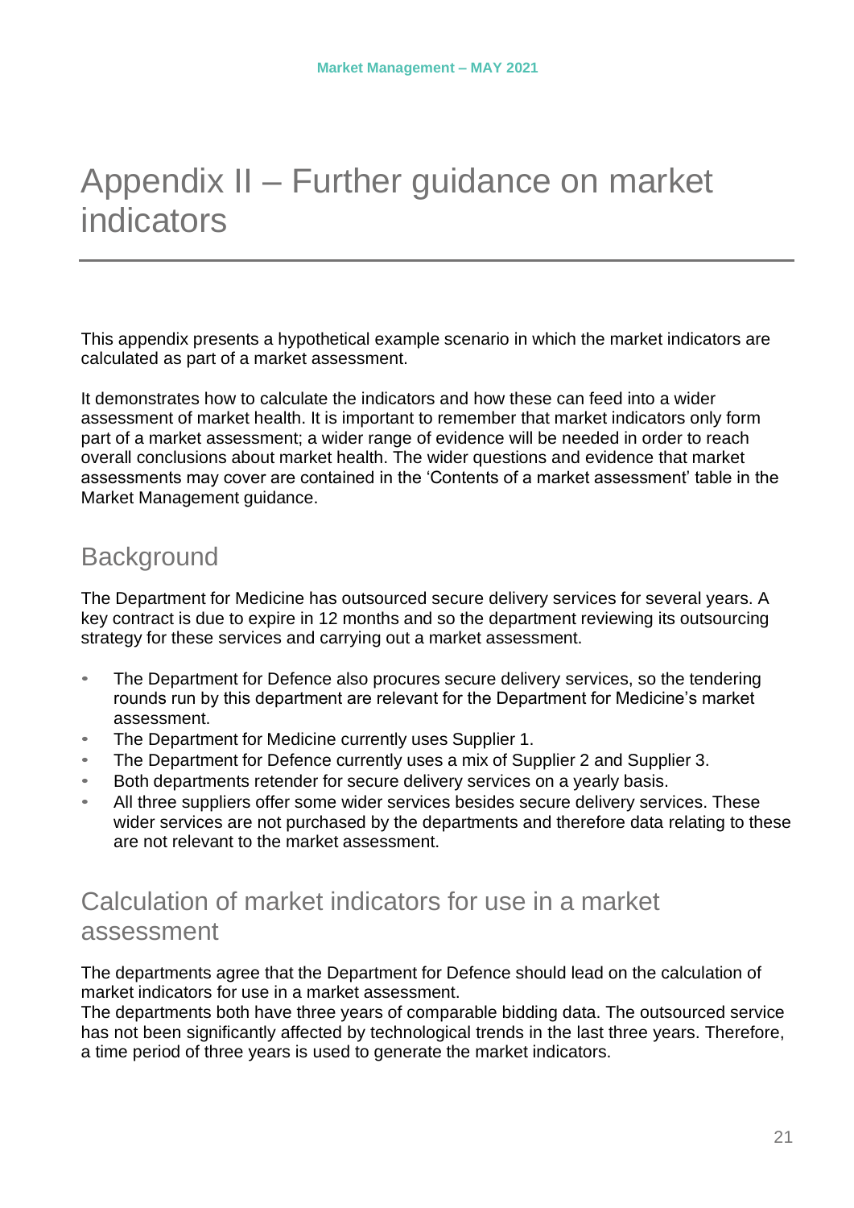# Appendix II – Further guidance on market indicators

This appendix presents a hypothetical example scenario in which the market indicators are calculated as part of a market assessment.

It demonstrates how to calculate the indicators and how these can feed into a wider assessment of market health. It is important to remember that market indicators only form part of a market assessment; a wider range of evidence will be needed in order to reach overall conclusions about market health. The wider questions and evidence that market assessments may cover are contained in the 'Contents of a market assessment' table in the Market Management guidance.

## Background

The Department for Medicine has outsourced secure delivery services for several years. A key contract is due to expire in 12 months and so the department reviewing its outsourcing strategy for these services and carrying out a market assessment.

- The Department for Defence also procures secure delivery services, so the tendering rounds run by this department are relevant for the Department for Medicine's market assessment.
- The Department for Medicine currently uses Supplier 1.
- The Department for Defence currently uses a mix of Supplier 2 and Supplier 3.
- Both departments retender for secure delivery services on a yearly basis.
- All three suppliers offer some wider services besides secure delivery services. These wider services are not purchased by the departments and therefore data relating to these are not relevant to the market assessment.

## Calculation of market indicators for use in a market assessment

The departments agree that the Department for Defence should lead on the calculation of market indicators for use in a market assessment.
The departments both have three years of comparable bidding data. The outsourced service has not been significantly affected by technological trends in the last three years. Therefore, a time period of three years is used to generate the market indicators.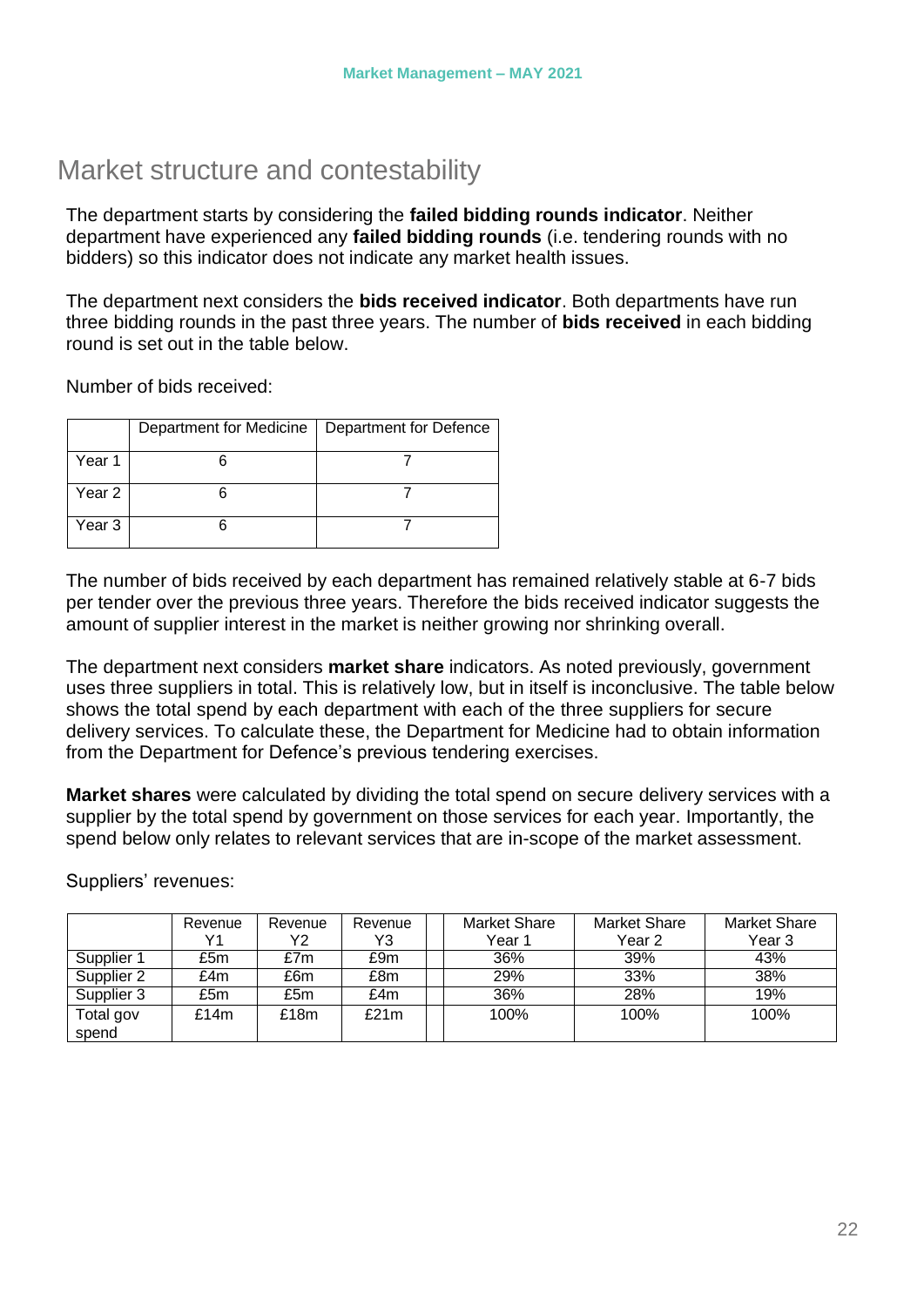## Market structure and contestability

The department starts by considering the **failed bidding rounds indicator**. Neither department have experienced any **failed bidding rounds** (i.e. tendering rounds with no bidders) so this indicator does not indicate any market health issues.

The department next considers the **bids received indicator**. Both departments have run three bidding rounds in the past three years. The number of **bids received** in each bidding round is set out in the table below.

Number of bids received:

| | Department for Medicine | Department for Defence |
|---|---|---|
| Year 1 | 6 | 7 |
| Year 2 | 6 | 7 |
| Year 3 | 6 | 7 |

The number of bids received by each department has remained relatively stable at 6-7 bids per tender over the previous three years. Therefore the bids received indicator suggests the amount of supplier interest in the market is neither growing nor shrinking overall.

The department next considers **market share** indicators. As noted previously, government uses three suppliers in total. This is relatively low, but in itself is inconclusive. The table below shows the total spend by each department with each of the three suppliers for secure delivery services. To calculate these, the Department for Medicine had to obtain information from the Department for Defence's previous tendering exercises.

**Market shares** were calculated by dividing the total spend on secure delivery services with a supplier by the total spend by government on those services for each year. Importantly, the spend below only relates to relevant services that are in-scope of the market assessment.

Suppliers' revenues:

| | Revenue Y1 | Revenue Y2 | Revenue Y3 | | Market Share Year 1 | Market Share Year 2 | Market Share Year 3 |
|---|---|---|---|---|---|---|---|
| Supplier 1 | £5m | £7m | £9m | | 36% | 39% | 43% |
| Supplier 2 | £4m | £6m | £8m | | 29% | 33% | 38% |
| Supplier 3 | £5m | £5m | £4m | | 36% | 28% | 19% |
| Total gov spend | £14m | £18m | £21m | | 100% | 100% | 100% |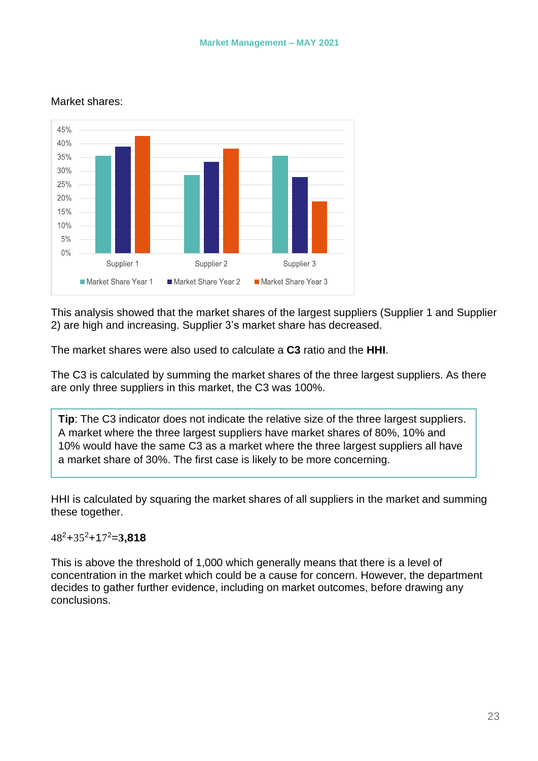Market shares:

This analysis showed that the market shares of the largest suppliers (Supplier 1 and Supplier 2) are high and increasing. Supplier 3's market share has decreased.

The market shares were also used to calculate a **C3** ratio and the **HHI**.

The C3 is calculated by summing the market shares of the three largest suppliers. As there are only three suppliers in this market, the C3 was 100%.

> **Tip**: The C3 indicator does not indicate the relative size of the three largest suppliers. A market where the three largest suppliers have market shares of 80%, 10% and 10% would have the same C3 as a market where the three largest suppliers all have a market share of 30%. The first case is likely to be more concerning.

HHI is calculated by squaring the market shares of all suppliers in the market and summing these together.

$48^2+35^2+17^2=\mathbf{3,818}$

This is above the threshold of 1,000 which generally means that there is a level of concentration in the market which could be a cause for concern. However, the department decides to gather further evidence, including on market outcomes, before drawing any conclusions.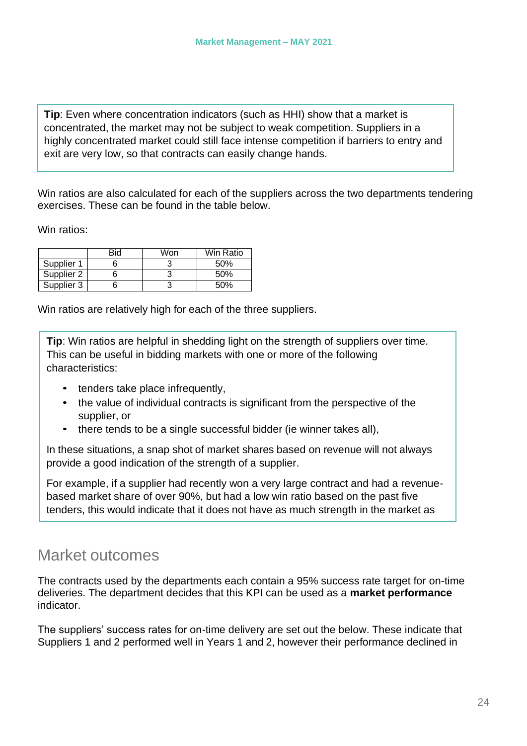> **Tip**: Even where concentration indicators (such as HHI) show that a market is concentrated, the market may not be subject to weak competition. Suppliers in a highly concentrated market could still face intense competition if barriers to entry and exit are very low, so that contracts can easily change hands.

Win ratios are also calculated for each of the suppliers across the two departments tendering exercises. These can be found in the table below.

Win ratios:

| | Bid | Won | Win Ratio |
|---|---|---|---|
| Supplier 1 | 6 | 3 | 50% |
| Supplier 2 | 6 | 3 | 50% |
| Supplier 3 | 6 | 3 | 50% |

Win ratios are relatively high for each of the three suppliers.

> **Tip**: Win ratios are helpful in shedding light on the strength of suppliers over time. This can be useful in bidding markets with one or more of the following characteristics:
>
> - tenders take place infrequently,
> - the value of individual contracts is significant from the perspective of the supplier, or
> - there tends to be a single successful bidder (ie winner takes all),
>
> In these situations, a snap shot of market shares based on revenue will not always provide a good indication of the strength of a supplier.
>
> For example, if a supplier had recently won a very large contract and had a revenue-based market share of over 90%, but had a low win ratio based on the past five tenders, this would indicate that it does not have as much strength in the market as

## Market outcomes

The contracts used by the departments each contain a 95% success rate target for on-time deliveries. The department decides that this KPI can be used as a **market performance** indicator.

The suppliers' success rates for on-time delivery are set out the below. These indicate that Suppliers 1 and 2 performed well in Years 1 and 2, however their performance declined in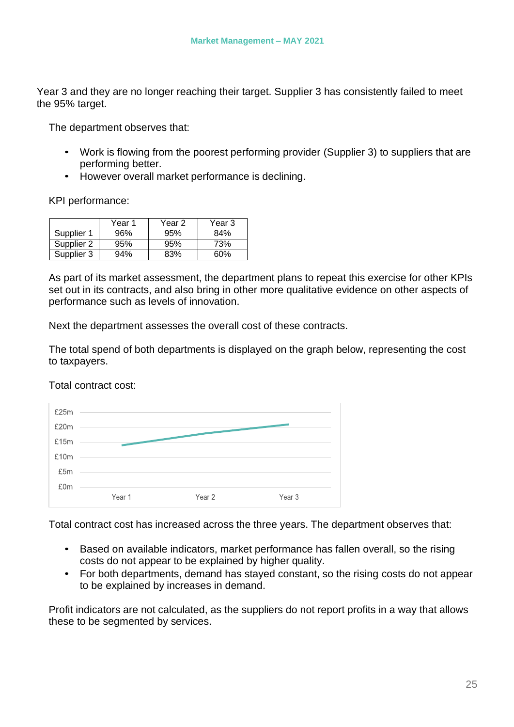Year 3 and they are no longer reaching their target. Supplier 3 has consistently failed to meet the 95% target.

The department observes that:

- Work is flowing from the poorest performing provider (Supplier 3) to suppliers that are performing better.
- However overall market performance is declining.

KPI performance:

| | Year 1 | Year 2 | Year 3 |
|---|---|---|---|
| Supplier 1 | 96% | 95% | 84% |
| Supplier 2 | 95% | 95% | 73% |
| Supplier 3 | 94% | 83% | 60% |

As part of its market assessment, the department plans to repeat this exercise for other KPIs set out in its contracts, and also bring in other more qualitative evidence on other aspects of performance such as levels of innovation.

Next the department assesses the overall cost of these contracts.

The total spend of both departments is displayed on the graph below, representing the cost to taxpayers.

Total contract cost:

£25m
£20m
£15m
£10m
£5m
£0m
Year 1 Year 2 Year 3

Total contract cost has increased across the three years. The department observes that:

- Based on available indicators, market performance has fallen overall, so the rising costs do not appear to be explained by higher quality.
- For both departments, demand has stayed constant, so the rising costs do not appear to be explained by increases in demand.

Profit indicators are not calculated, as the suppliers do not report profits in a way that allows these to be segmented by services.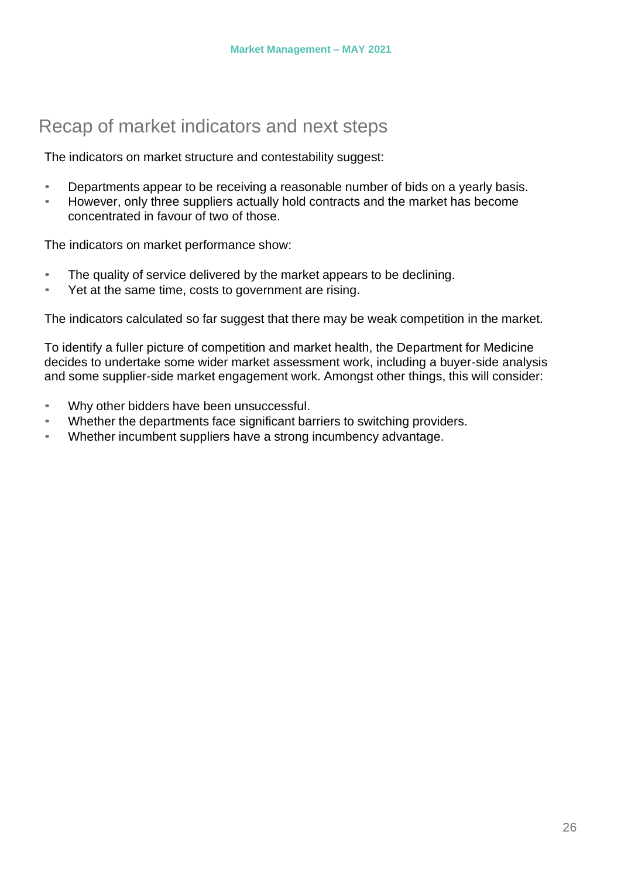## Recap of market indicators and next steps

The indicators on market structure and contestability suggest:

- Departments appear to be receiving a reasonable number of bids on a yearly basis.
- However, only three suppliers actually hold contracts and the market has become concentrated in favour of two of those.

The indicators on market performance show:

- The quality of service delivered by the market appears to be declining.
- Yet at the same time, costs to government are rising.

The indicators calculated so far suggest that there may be weak competition in the market.

To identify a fuller picture of competition and market health, the Department for Medicine decides to undertake some wider market assessment work, including a buyer-side analysis and some supplier-side market engagement work. Amongst other things, this will consider:

- Why other bidders have been unsuccessful.
- Whether the departments face significant barriers to switching providers.
- Whether incumbent suppliers have a strong incumbency advantage.